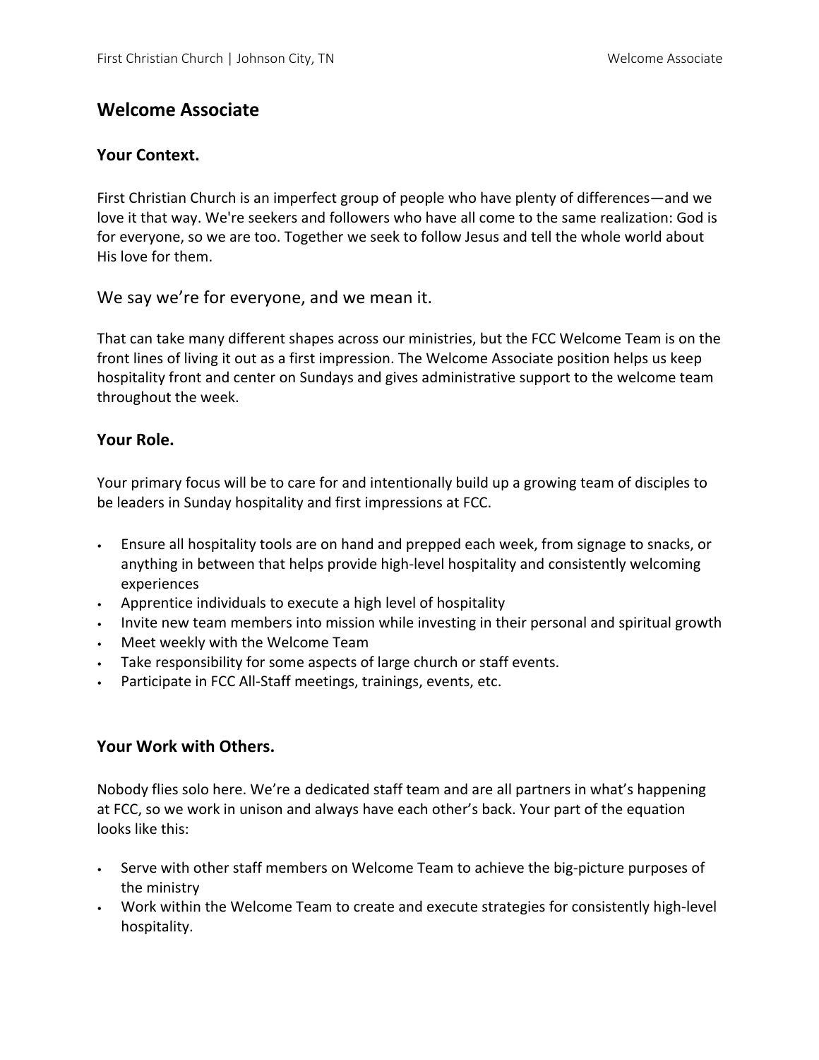# Welcome Associate

## Your Context.

First Christian Church is an imperfect group of people who have plenty of differences—and we love it that way. We're seekers and followers who have all come to the same realization: God is for everyone, so we are too. Together we seek to follow Jesus and tell the whole world about His love for them.

We say we're for everyone, and we mean it.

That can take many different shapes across our ministries, but the FCC Welcome Team is on the front lines of living it out as a first impression. The Welcome Associate position helps us keep hospitality front and center on Sundays and gives administrative support to the welcome team throughout the week.

## Your Role.

Your primary focus will be to care for and intentionally build up a growing team of disciples to be leaders in Sunday hospitality and first impressions at FCC.

- Ensure all hospitality tools are on hand and prepped each week, from signage to snacks, or anything in between that helps provide high-level hospitality and consistently welcoming experiences
- Apprentice individuals to execute a high level of hospitality
- Invite new team members into mission while investing in their personal and spiritual growth
- Meet weekly with the Welcome Team
- Take responsibility for some aspects of large church or staff events.
- Participate in FCC All-Staff meetings, trainings, events, etc.

## Your Work with Others.

Nobody flies solo here. We're a dedicated staff team and are all partners in what's happening at FCC, so we work in unison and always have each other's back. Your part of the equation looks like this:

- Serve with other staff members on Welcome Team to achieve the big-picture purposes of the ministry
- Work within the Welcome Team to create and execute strategies for consistently high-level hospitality.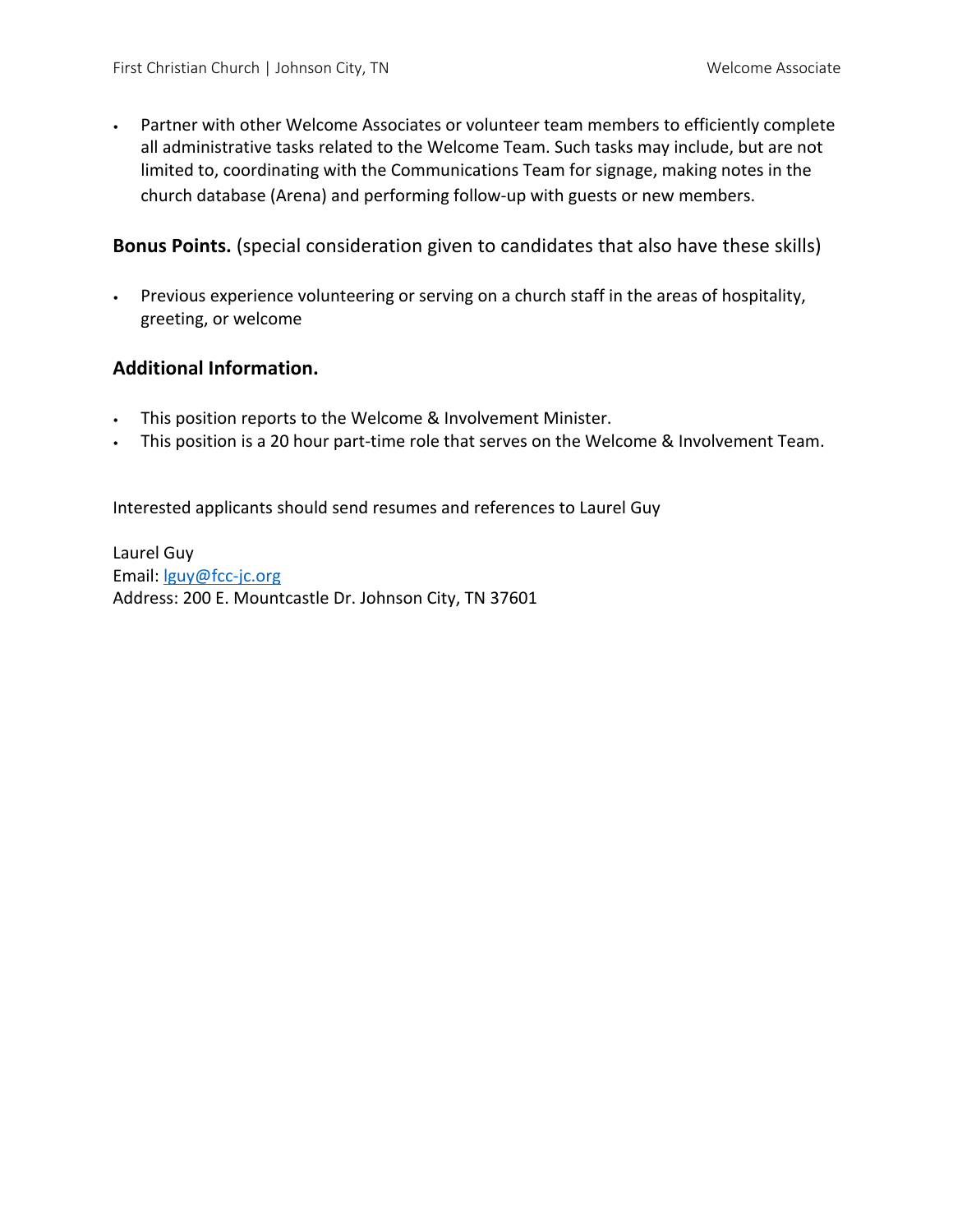- Partner with other Welcome Associates or volunteer team members to efficiently complete all administrative tasks related to the Welcome Team. Such tasks may include, but are not limited to, coordinating with the Communications Team for signage, making notes in the church database (Arena) and performing follow-up with guests or new members.

**Bonus Points.** (special consideration given to candidates that also have these skills)

- Previous experience volunteering or serving on a church staff in the areas of hospitality, greeting, or welcome

**Additional Information.**

- This position reports to the Welcome & Involvement Minister.
- This position is a 20 hour part-time role that serves on the Welcome & Involvement Team.

Interested applicants should send resumes and references to Laurel Guy

Laurel Guy
Email: lguy@fcc-jc.org
Address: 200 E. Mountcastle Dr. Johnson City, TN 37601